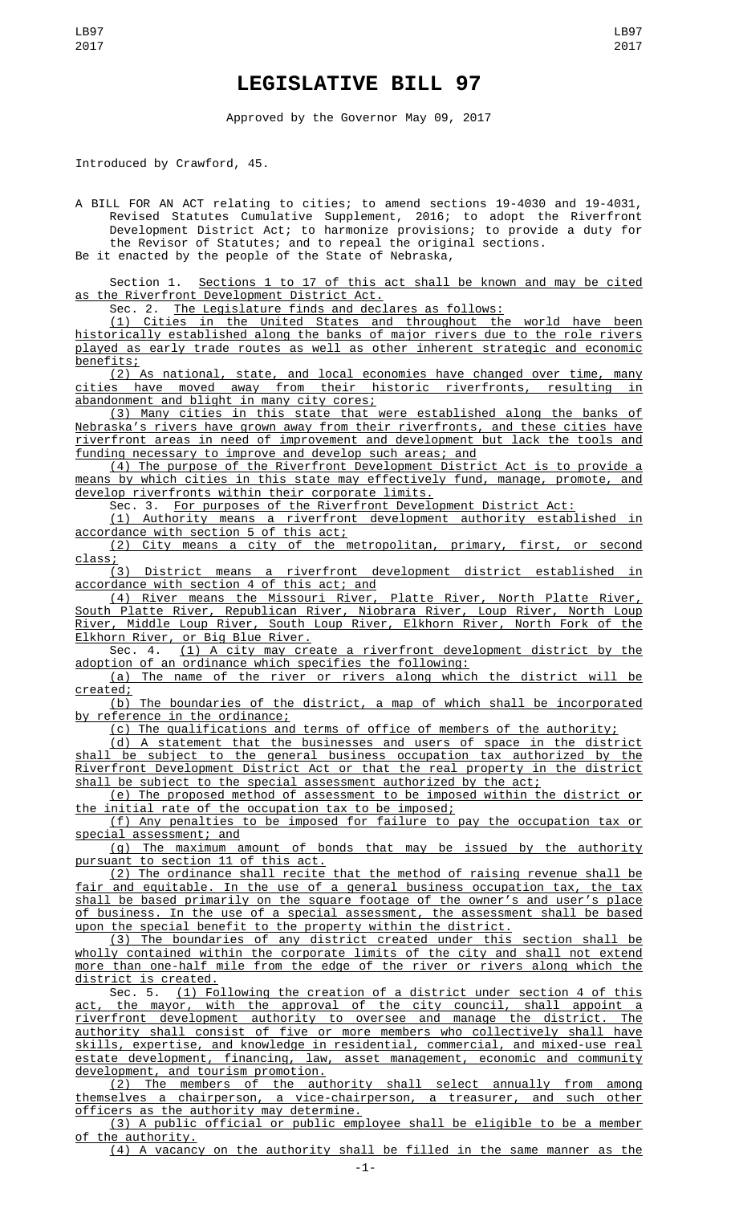# LEGISLATIVE BILL 97

Approved by the Governor May 09, 2017

Introduced by Crawford, 45.

A BILL FOR AN ACT relating to cities; to amend sections 19-4030 and 19-4031, Revised Statutes Cumulative Supplement, 2016; to adopt the Riverfront Development District Act; to harmonize provisions; to provide a duty for the Revisor of Statutes; and to repeal the original sections.

Be it enacted by the people of the State of Nebraska,

Section 1. Sections 1 to 17 of this act shall be known and may be cited as the Riverfront Development District Act.

Sec. 2. The Legislature finds and declares as follows:

(1) Cities in the United States and throughout the world have been historically established along the banks of major rivers due to the role rivers played as early trade routes as well as other inherent strategic and economic benefits;

(2) As national, state, and local economies have changed over time, many cities have moved away from their historic riverfronts, resulting in abandonment and blight in many city cores;

(3) Many cities in this state that were established along the banks of Nebraska's rivers have grown away from their riverfronts, and these cities have riverfront areas in need of improvement and development but lack the tools and funding necessary to improve and develop such areas; and

(4) The purpose of the Riverfront Development District Act is to provide a means by which cities in this state may effectively fund, manage, promote, and develop riverfronts within their corporate limits.

Sec. 3. For purposes of the Riverfront Development District Act:

(1) Authority means a riverfront development authority established in accordance with section 5 of this act;

(2) City means a city of the metropolitan, primary, first, or second class;

(3) District means a riverfront development district established in accordance with section 4 of this act; and

(4) River means the Missouri River, Platte River, North Platte River, South Platte River, Republican River, Niobrara River, Loup River, North Loup River, Middle Loup River, South Loup River, Elkhorn River, North Fork of the Elkhorn River, or Big Blue River.

Sec. 4. (1) A city may create a riverfront development district by the adoption of an ordinance which specifies the following:

(a) The name of the river or rivers along which the district will be created;

(b) The boundaries of the district, a map of which shall be incorporated by reference in the ordinance;

(c) The qualifications and terms of office of members of the authority;

(d) A statement that the businesses and users of space in the district shall be subject to the general business occupation tax authorized by the Riverfront Development District Act or that the real property in the district shall be subject to the special assessment authorized by the act;

(e) The proposed method of assessment to be imposed within the district or the initial rate of the occupation tax to be imposed;

(f) Any penalties to be imposed for failure to pay the occupation tax or special assessment; and

(g) The maximum amount of bonds that may be issued by the authority pursuant to section 11 of this act.

(2) The ordinance shall recite that the method of raising revenue shall be fair and equitable. In the use of a general business occupation tax, the tax shall be based primarily on the square footage of the owner's and user's place of business. In the use of a special assessment, the assessment shall be based upon the special benefit to the property within the district.

(3) The boundaries of any district created under this section shall be wholly contained within the corporate limits of the city and shall not extend more than one-half mile from the edge of the river or rivers along which the district is created.

Sec. 5. (1) Following the creation of a district under section 4 of this act, the mayor, with the approval of the city council, shall appoint a riverfront development authority to oversee and manage the district. The authority shall consist of five or more members who collectively shall have skills, expertise, and knowledge in residential, commercial, and mixed-use real estate development, financing, law, asset management, economic and community development, and tourism promotion.

(2) The members of the authority shall select annually from among themselves a chairperson, a vice-chairperson, a treasurer, and such other officers as the authority may determine.

(3) A public official or public employee shall be eligible to be a member of the authority.

(4) A vacancy on the authority shall be filled in the same manner as the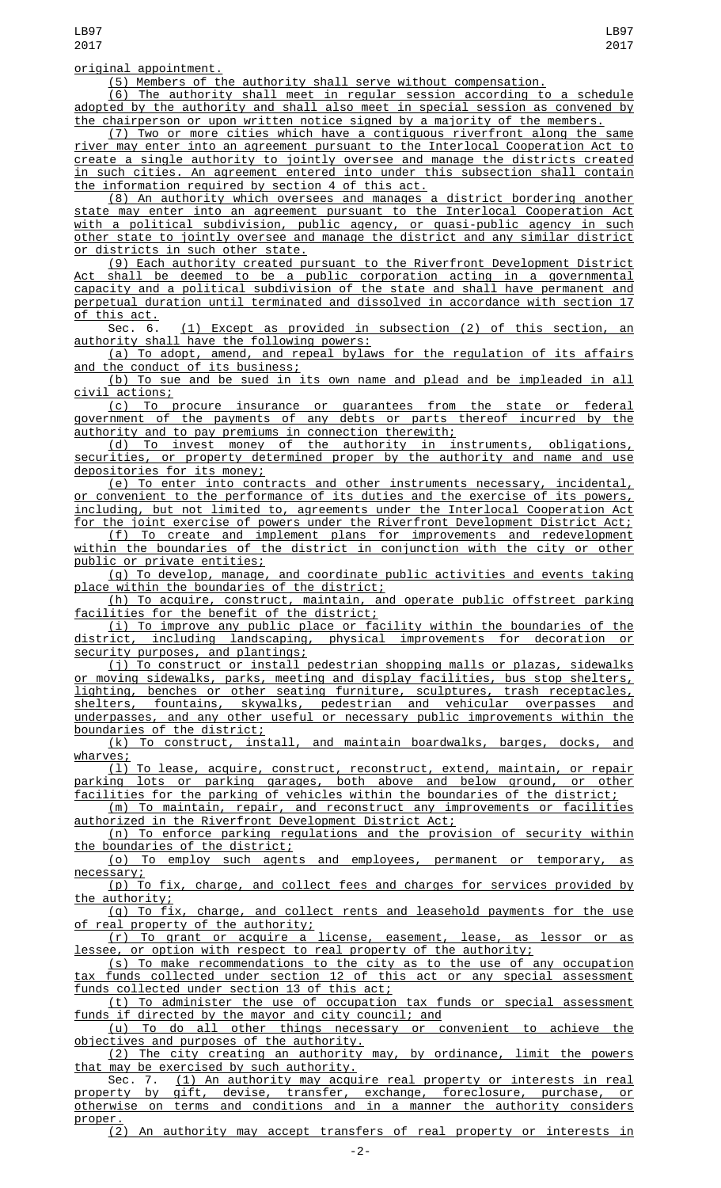original appointment.

(5) Members of the authority shall serve without compensation.

(6) The authority shall meet in regular session according to a schedule adopted by the authority and shall also meet in special session as convened by the chairperson or upon written notice signed by a majority of the members.

(7) Two or more cities which have a contiguous riverfront along the same river may enter into an agreement pursuant to the Interlocal Cooperation Act to create a single authority to jointly oversee and manage the districts created in such cities. An agreement entered into under this subsection shall contain the information required by section 4 of this act.

(8) An authority which oversees and manages a district bordering another state may enter into an agreement pursuant to the Interlocal Cooperation Act with a political subdivision, public agency, or quasi-public agency in such other state to jointly oversee and manage the district and any similar district or districts in such other state.

(9) Each authority created pursuant to the Riverfront Development District Act shall be deemed to be a public corporation acting in a governmental capacity and a political subdivision of the state and shall have permanent and perpetual duration until terminated and dissolved in accordance with section 17 of this act.

Sec. 6. (1) Except as provided in subsection (2) of this section, an authority shall have the following powers:

(a) To adopt, amend, and repeal bylaws for the regulation of its affairs and the conduct of its business;

(b) To sue and be sued in its own name and plead and be impleaded in all civil actions;

(c) To procure insurance or guarantees from the state or federal government of the payments of any debts or parts thereof incurred by the authority and to pay premiums in connection therewith;

(d) To invest money of the authority in instruments, obligations, securities, or property determined proper by the authority and name and use depositories for its money;

(e) To enter into contracts and other instruments necessary, incidental, or convenient to the performance of its duties and the exercise of its powers, including, but not limited to, agreements under the Interlocal Cooperation Act for the joint exercise of powers under the Riverfront Development District Act;

(f) To create and implement plans for improvements and redevelopment within the boundaries of the district in conjunction with the city or other public or private entities;

(g) To develop, manage, and coordinate public activities and events taking place within the boundaries of the district;

(h) To acquire, construct, maintain, and operate public offstreet parking facilities for the benefit of the district;

(i) To improve any public place or facility within the boundaries of the district, including landscaping, physical improvements for decoration or security purposes, and plantings;

(j) To construct or install pedestrian shopping malls or plazas, sidewalks or moving sidewalks, parks, meeting and display facilities, bus stop shelters, lighting, benches or other seating furniture, sculptures, trash receptacles, shelters, fountains, skywalks, pedestrian and vehicular overpasses and underpasses, and any other useful or necessary public improvements within the boundaries of the district;

(k) To construct, install, and maintain boardwalks, barges, docks, and wharves;

(l) To lease, acquire, construct, reconstruct, extend, maintain, or repair parking lots or parking garages, both above and below ground, or other facilities for the parking of vehicles within the boundaries of the district;

(m) To maintain, repair, and reconstruct any improvements or facilities authorized in the Riverfront Development District Act;

(n) To enforce parking regulations and the provision of security within the boundaries of the district;

(o) To employ such agents and employees, permanent or temporary, as necessary;

(p) To fix, charge, and collect fees and charges for services provided by the authority;

(q) To fix, charge, and collect rents and leasehold payments for the use of real property of the authority;

(r) To grant or acquire a license, easement, lease, as lessor or as lessee, or option with respect to real property of the authority;

(s) To make recommendations to the city as to the use of any occupation tax funds collected under section 12 of this act or any special assessment funds collected under section 13 of this act;

(t) To administer the use of occupation tax funds or special assessment funds if directed by the mayor and city council; and

(u) To do all other things necessary or convenient to achieve the objectives and purposes of the authority.

(2) The city creating an authority may, by ordinance, limit the powers that may be exercised by such authority.

Sec. 7. (1) An authority may acquire real property or interests in real property by gift, devise, transfer, exchange, foreclosure, purchase, or otherwise on terms and conditions and in a manner the authority considers proper.

(2) An authority may accept transfers of real property or interests in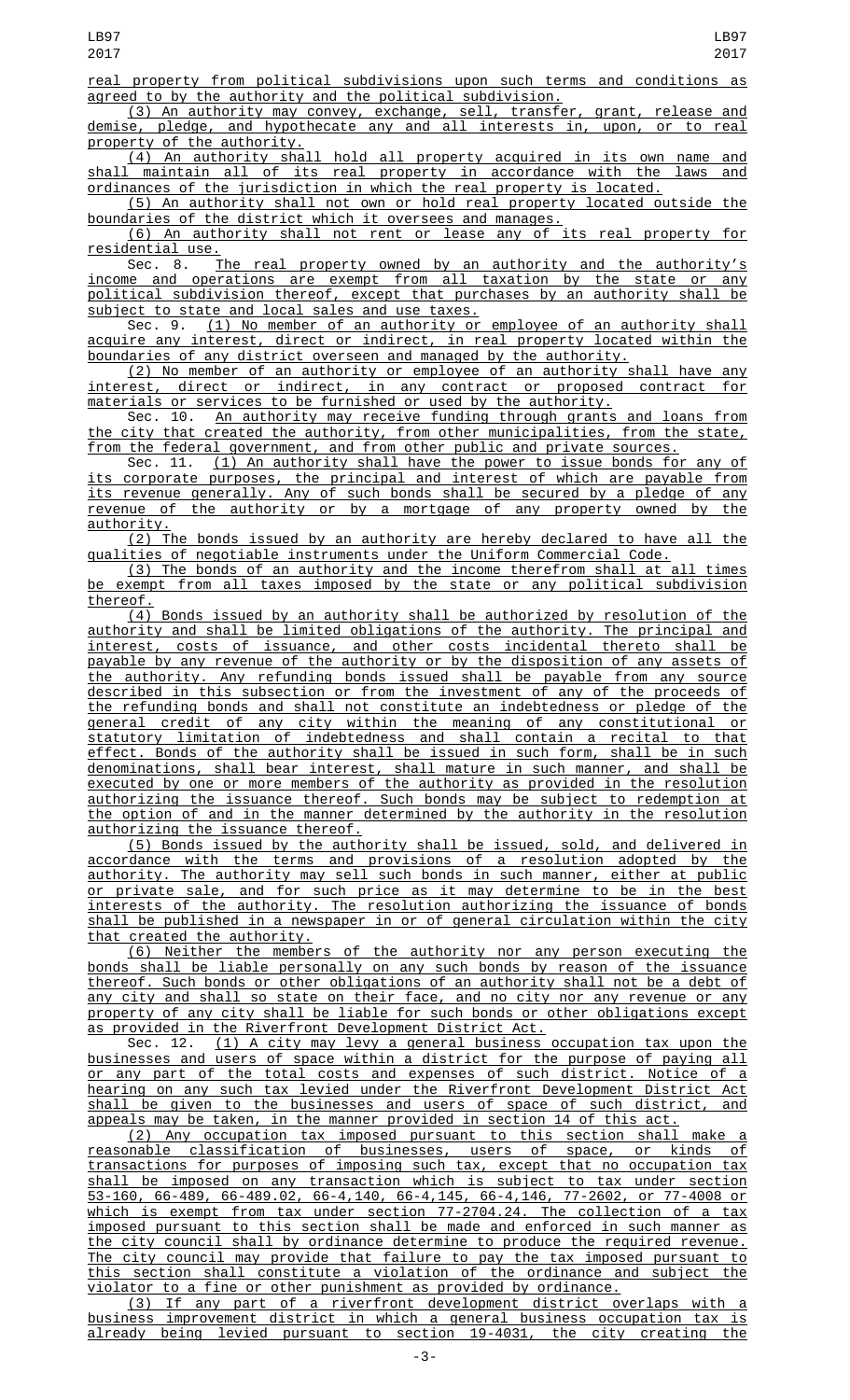real property from political subdivisions upon such terms and conditions as agreed to by the authority and the political subdivision.

(3) An authority may convey, exchange, sell, transfer, grant, release and demise, pledge, and hypothecate any and all interests in, upon, or to real property of the authority.

(4) An authority shall hold all property acquired in its own name and shall maintain all of its real property in accordance with the laws and ordinances of the jurisdiction in which the real property is located.

(5) An authority shall not own or hold real property located outside the boundaries of the district which it oversees and manages.

(6) An authority shall not rent or lease any of its real property for residential use.

Sec. 8. The real property owned by an authority and the authority's income and operations are exempt from all taxation by the state or any political subdivision thereof, except that purchases by an authority shall be subject to state and local sales and use taxes.

Sec. 9. (1) No member of an authority or employee of an authority shall acquire any interest, direct or indirect, in real property located within the boundaries of any district overseen and managed by the authority.

(2) No member of an authority or employee of an authority shall have any interest, direct or indirect, in any contract or proposed contract for materials or services to be furnished or used by the authority.

Sec. 10. An authority may receive funding through grants and loans from the city that created the authority, from other municipalities, from the state, from the federal government, and from other public and private sources.

Sec. 11. (1) An authority shall have the power to issue bonds for any of its corporate purposes, the principal and interest of which are payable from its revenue generally. Any of such bonds shall be secured by a pledge of any revenue of the authority or by a mortgage of any property owned by the authority.

(2) The bonds issued by an authority are hereby declared to have all the qualities of negotiable instruments under the Uniform Commercial Code.

(3) The bonds of an authority and the income therefrom shall at all times be exempt from all taxes imposed by the state or any political subdivision thereof.

(4) Bonds issued by an authority shall be authorized by resolution of the authority and shall be limited obligations of the authority. The principal and interest, costs of issuance, and other costs incidental thereto shall be payable by any revenue of the authority or by the disposition of any assets of the authority. Any refunding bonds issued shall be payable from any source described in this subsection or from the investment of any of the proceeds of the refunding bonds and shall not constitute an indebtedness or pledge of the general credit of any city within the meaning of any constitutional or statutory limitation of indebtedness and shall contain a recital to that effect. Bonds of the authority shall be issued in such form, shall be in such denominations, shall bear interest, shall mature in such manner, and shall be executed by one or more members of the authority as provided in the resolution authorizing the issuance thereof. Such bonds may be subject to redemption at the option of and in the manner determined by the authority in the resolution authorizing the issuance thereof.

(5) Bonds issued by the authority shall be issued, sold, and delivered in accordance with the terms and provisions of a resolution adopted by the authority. The authority may sell such bonds in such manner, either at public or private sale, and for such price as it may determine to be in the best interests of the authority. The resolution authorizing the issuance of bonds shall be published in a newspaper in or of general circulation within the city that created the authority.

(6) Neither the members of the authority nor any person executing the bonds shall be liable personally on any such bonds by reason of the issuance thereof. Such bonds or other obligations of an authority shall not be a debt of any city and shall so state on their face, and no city nor any revenue or any property of any city shall be liable for such bonds or other obligations except as provided in the Riverfront Development District Act.

Sec. 12. (1) A city may levy a general business occupation tax upon the businesses and users of space within a district for the purpose of paying all or any part of the total costs and expenses of such district. Notice of a hearing on any such tax levied under the Riverfront Development District Act shall be given to the businesses and users of space of such district, and appeals may be taken, in the manner provided in section 14 of this act.

(2) Any occupation tax imposed pursuant to this section shall make a reasonable classification of businesses, users of space, or kinds of transactions for purposes of imposing such tax, except that no occupation tax shall be imposed on any transaction which is subject to tax under section 53-160, 66-489, 66-489.02, 66-4,140, 66-4,145, 66-4,146, 77-2602, or 77-4008 or which is exempt from tax under section 77-2704.24. The collection of a tax imposed pursuant to this section shall be made and enforced in such manner as the city council shall by ordinance determine to produce the required revenue. The city council may provide that failure to pay the tax imposed pursuant to this section shall constitute a violation of the ordinance and subject the violator to a fine or other punishment as provided by ordinance.

(3) If any part of a riverfront development district overlaps with a business improvement district in which a general business occupation tax is already being levied pursuant to section 19-4031, the city creating the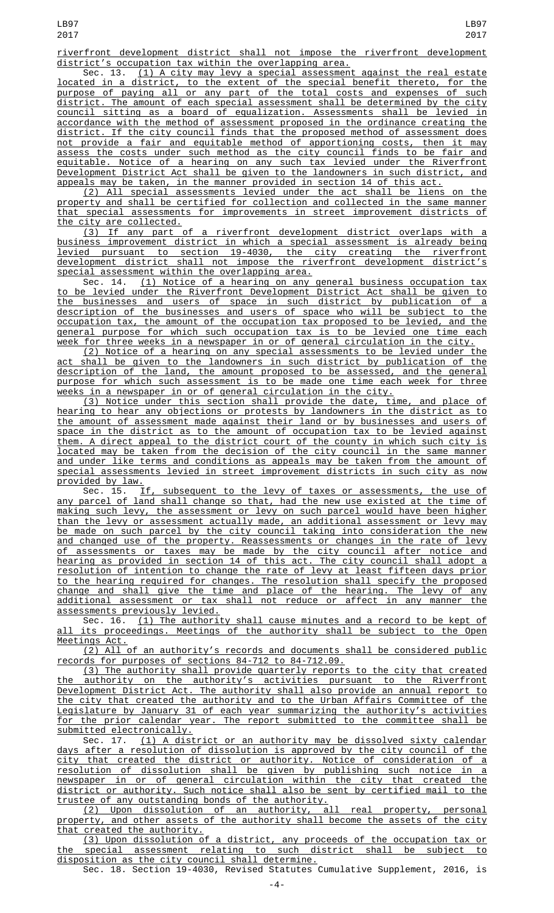riverfront development district shall not impose the riverfront development district's occupation tax within the overlapping area.

Sec. 13. (1) A city may levy a special assessment against the real estate located in a district, to the extent of the special benefit thereto, for the purpose of paying all or any part of the total costs and expenses of such district. The amount of each special assessment shall be determined by the city council sitting as a board of equalization. Assessments shall be levied in accordance with the method of assessment proposed in the ordinance creating the district. If the city council finds that the proposed method of assessment does not provide a fair and equitable method of apportioning costs, then it may assess the costs under such method as the city council finds to be fair and equitable. Notice of a hearing on any such tax levied under the Riverfront Development District Act shall be given to the landowners in such district, and appeals may be taken, in the manner provided in section 14 of this act.

(2) All special assessments levied under the act shall be liens on the property and shall be certified for collection and collected in the same manner that special assessments for improvements in street improvement districts of the city are collected.

(3) If any part of a riverfront development district overlaps with a business improvement district in which a special assessment is already being levied pursuant to section 19-4030, the city creating the riverfront development district shall not impose the riverfront development district's special assessment within the overlapping area.

Sec. 14. (1) Notice of a hearing on any general business occupation tax to be levied under the Riverfront Development District Act shall be given to the businesses and users of space in such district by publication of a description of the businesses and users of space who will be subject to the occupation tax, the amount of the occupation tax proposed to be levied, and the general purpose for which such occupation tax is to be levied one time each week for three weeks in a newspaper in or of general circulation in the city.

(2) Notice of a hearing on any special assessments to be levied under the act shall be given to the landowners in such district by publication of the description of the land, the amount proposed to be assessed, and the general purpose for which such assessment is to be made one time each week for three weeks in a newspaper in or of general circulation in the city.

(3) Notice under this section shall provide the date, time, and place of hearing to hear any objections or protests by landowners in the district as to the amount of assessment made against their land or by businesses and users of space in the district as to the amount of occupation tax to be levied against them. A direct appeal to the district court of the county in which such city is located may be taken from the decision of the city council in the same manner and under like terms and conditions as appeals may be taken from the amount of special assessments levied in street improvement districts in such city as now provided by law.

Sec. 15. If, subsequent to the levy of taxes or assessments, the use of any parcel of land shall change so that, had the new use existed at the time of making such levy, the assessment or levy on such parcel would have been higher than the levy or assessment actually made, an additional assessment or levy may be made on such parcel by the city council taking into consideration the new and changed use of the property. Reassessments or changes in the rate of levy of assessments or taxes may be made by the city council after notice and hearing as provided in section 14 of this act. The city council shall adopt a resolution of intention to change the rate of levy at least fifteen days prior to the hearing required for changes. The resolution shall specify the proposed change and shall give the time and place of the hearing. The levy of any additional assessment or tax shall not reduce or affect in any manner the assessments previously levied.

Sec. 16. (1) The authority shall cause minutes and a record to be kept of all its proceedings. Meetings of the authority shall be subject to the Open Meetings Act.

(2) All of an authority's records and documents shall be considered public records for purposes of sections 84-712 to 84-712.09.

(3) The authority shall provide quarterly reports to the city that created the authority on the authority's activities pursuant to the Riverfront Development District Act. The authority shall also provide an annual report to the city that created the authority and to the Urban Affairs Committee of the Legislature by January 31 of each year summarizing the authority's activities for the prior calendar year. The report submitted to the committee shall be submitted electronically.

Sec. 17. (1) A district or an authority may be dissolved sixty calendar days after a resolution of dissolution is approved by the city council of the city that created the district or authority. Notice of consideration of a resolution of dissolution shall be given by publishing such notice in a newspaper in or of general circulation within the city that created the district or authority. Such notice shall also be sent by certified mail to the trustee of any outstanding bonds of the authority.

(2) Upon dissolution of an authority, all real property, personal property, and other assets of the authority shall become the assets of the city that created the authority.

(3) Upon dissolution of a district, any proceeds of the occupation tax or the special assessment relating to such district shall be subject to disposition as the city council shall determine.

Sec. 18. Section 19-4030, Revised Statutes Cumulative Supplement, 2016, is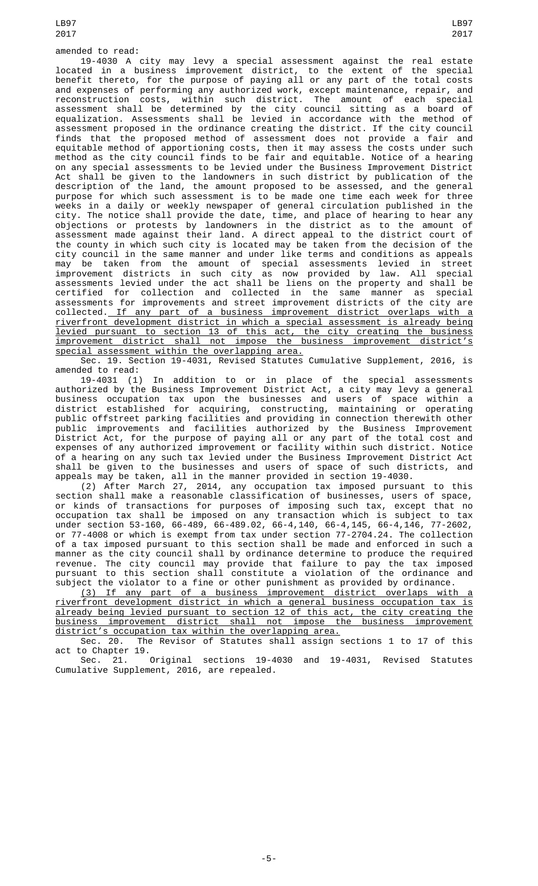amended to read:

19-4030 A city may levy a special assessment against the real estate located in a business improvement district, to the extent of the special benefit thereto, for the purpose of paying all or any part of the total costs and expenses of performing any authorized work, except maintenance, repair, and reconstruction costs, within such district. The amount of each special assessment shall be determined by the city council sitting as a board of equalization. Assessments shall be levied in accordance with the method of assessment proposed in the ordinance creating the district. If the city council finds that the proposed method of assessment does not provide a fair and equitable method of apportioning costs, then it may assess the costs under such method as the city council finds to be fair and equitable. Notice of a hearing on any special assessments to be levied under the Business Improvement District Act shall be given to the landowners in such district by publication of the description of the land, the amount proposed to be assessed, and the general purpose for which such assessment is to be made one time each week for three weeks in a daily or weekly newspaper of general circulation published in the city. The notice shall provide the date, time, and place of hearing to hear any objections or protests by landowners in the district as to the amount of assessment made against their land. A direct appeal to the district court of the county in which such city is located may be taken from the decision of the city council in the same manner and under like terms and conditions as appeals may be taken from the amount of special assessments levied in street improvement districts in such city as now provided by law. All special assessments levied under the act shall be liens on the property and shall be certified for collection and collected in the same manner as special assessments for improvements and street improvement districts of the city are collected. If any part of a business improvement district overlaps with a riverfront development district in which a special assessment is already being levied pursuant to section 13 of this act, the city creating the business improvement district shall not impose the business improvement district's special assessment within the overlapping area.

Sec. 19. Section 19-4031, Revised Statutes Cumulative Supplement, 2016, is amended to read:

19-4031 (1) In addition to or in place of the special assessments authorized by the Business Improvement District Act, a city may levy a general business occupation tax upon the businesses and users of space within a district established for acquiring, constructing, maintaining or operating public offstreet parking facilities and providing in connection therewith other public improvements and facilities authorized by the Business Improvement District Act, for the purpose of paying all or any part of the total cost and expenses of any authorized improvement or facility within such district. Notice of a hearing on any such tax levied under the Business Improvement District Act shall be given to the businesses and users of space of such districts, and appeals may be taken, all in the manner provided in section 19-4030.

(2) After March 27, 2014, any occupation tax imposed pursuant to this section shall make a reasonable classification of businesses, users of space, or kinds of transactions for purposes of imposing such tax, except that no occupation tax shall be imposed on any transaction which is subject to tax under section 53-160, 66-489, 66-489.02, 66-4,140, 66-4,145, 66-4,146, 77-2602, or 77-4008 or which is exempt from tax under section 77-2704.24. The collection of a tax imposed pursuant to this section shall be made and enforced in such a manner as the city council shall by ordinance determine to produce the required revenue. The city council may provide that failure to pay the tax imposed pursuant to this section shall constitute a violation of the ordinance and subject the violator to a fine or other punishment as provided by ordinance.

(3) If any part of a business improvement district overlaps with a riverfront development district in which a general business occupation tax is already being levied pursuant to section 12 of this act, the city creating the business improvement district shall not impose the business improvement district's occupation tax within the overlapping area.

Sec. 20. The Revisor of Statutes shall assign sections 1 to 17 of this act to Chapter 19.

Sec. 21. Original sections 19-4030 and 19-4031, Revised Statutes Cumulative Supplement, 2016, are repealed.